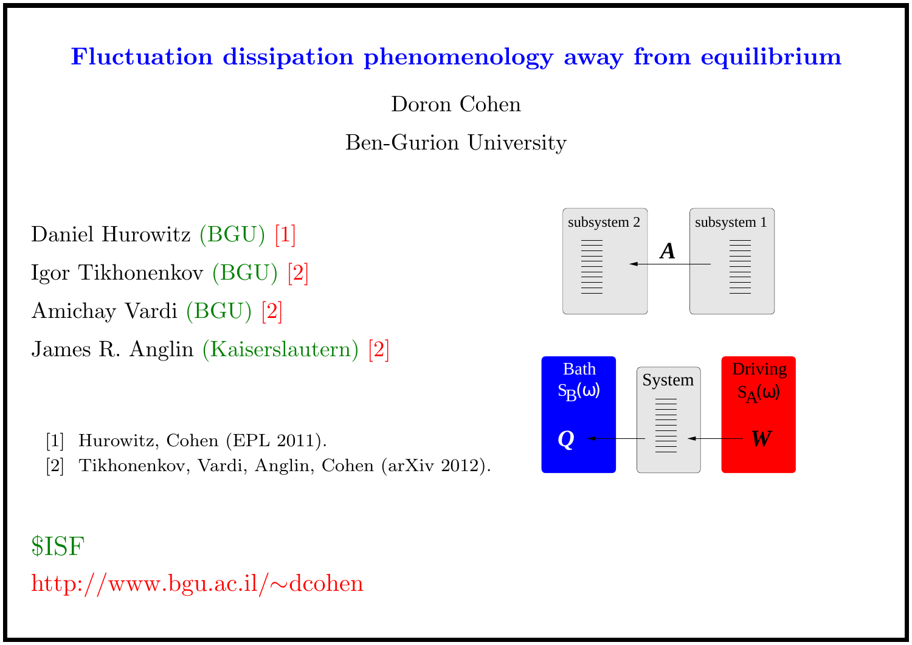# Fluctuation dissipation phenomenology away from equilibrium

Doron Cohen

Ben-Gurion University

Daniel Hurowitz (BGU) [1]

Igor Tikhonenkov (BGU) [2]

Amichay Vardi (BGU) [2]

James R. Anglin (Kaiserslautern) [2]

[1] Hurowitz, Cohen (EPL 2011).
[2] Tikhonenkov, Vardi, Anglin, Cohen (arXiv 2012).

subsystem 2 ← $A$ — subsystem 1

Bath $S_B(\omega)$ $Q$ ← System ← $W$ Driving $S_A(\omega)$

$ISF

http://www.bgu.ac.il/~dcohen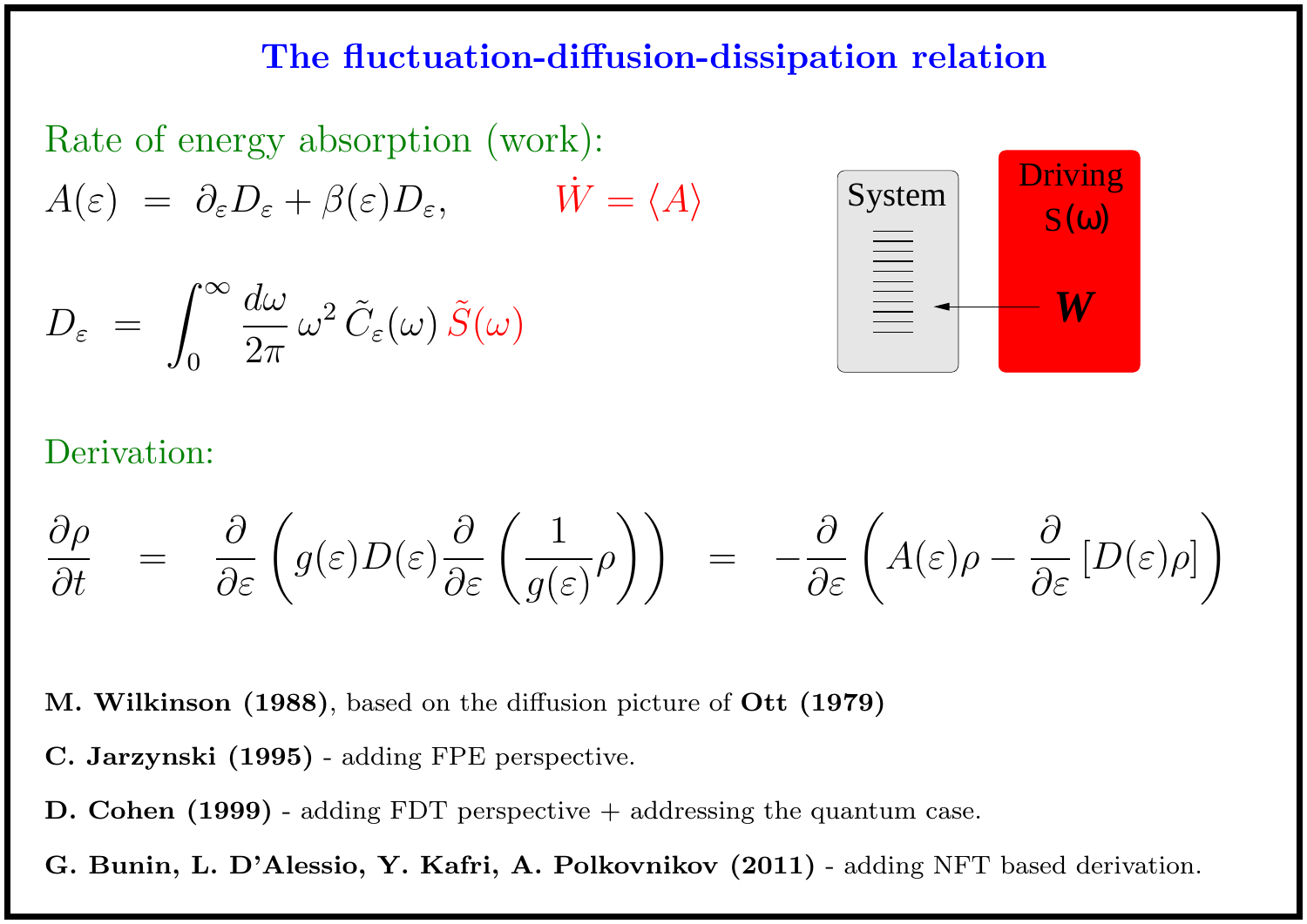# The fluctuation-diffusion-dissipation relation

## Rate of energy absorption (work):

$$A(\varepsilon) \;=\; \partial_\varepsilon D_\varepsilon + \beta(\varepsilon) D_\varepsilon, \qquad \dot{W} = \langle A \rangle$$

$$D_\varepsilon \;=\; \int_0^\infty \frac{d\omega}{2\pi}\, \omega^2\, \tilde{C}_\varepsilon(\omega)\, \tilde{S}(\omega)$$

System — Driving $S(\omega)$ — $W$

## Derivation:

$$\frac{\partial \rho}{\partial t} \;=\; \frac{\partial}{\partial \varepsilon}\left( g(\varepsilon) D(\varepsilon) \frac{\partial}{\partial \varepsilon}\left( \frac{1}{g(\varepsilon)} \rho \right)\right) \;=\; -\frac{\partial}{\partial \varepsilon}\left( A(\varepsilon)\rho - \frac{\partial}{\partial \varepsilon}\left[ D(\varepsilon)\rho \right]\right)$$

**M. Wilkinson (1988)**, based on the diffusion picture of **Ott (1979)**

**C. Jarzynski (1995)** - adding FPE perspective.

**D. Cohen (1999)** - adding FDT perspective + addressing the quantum case.

**G. Bunin, L. D'Alessio, Y. Kafri, A. Polkovnikov (2011)** - adding NFT based derivation.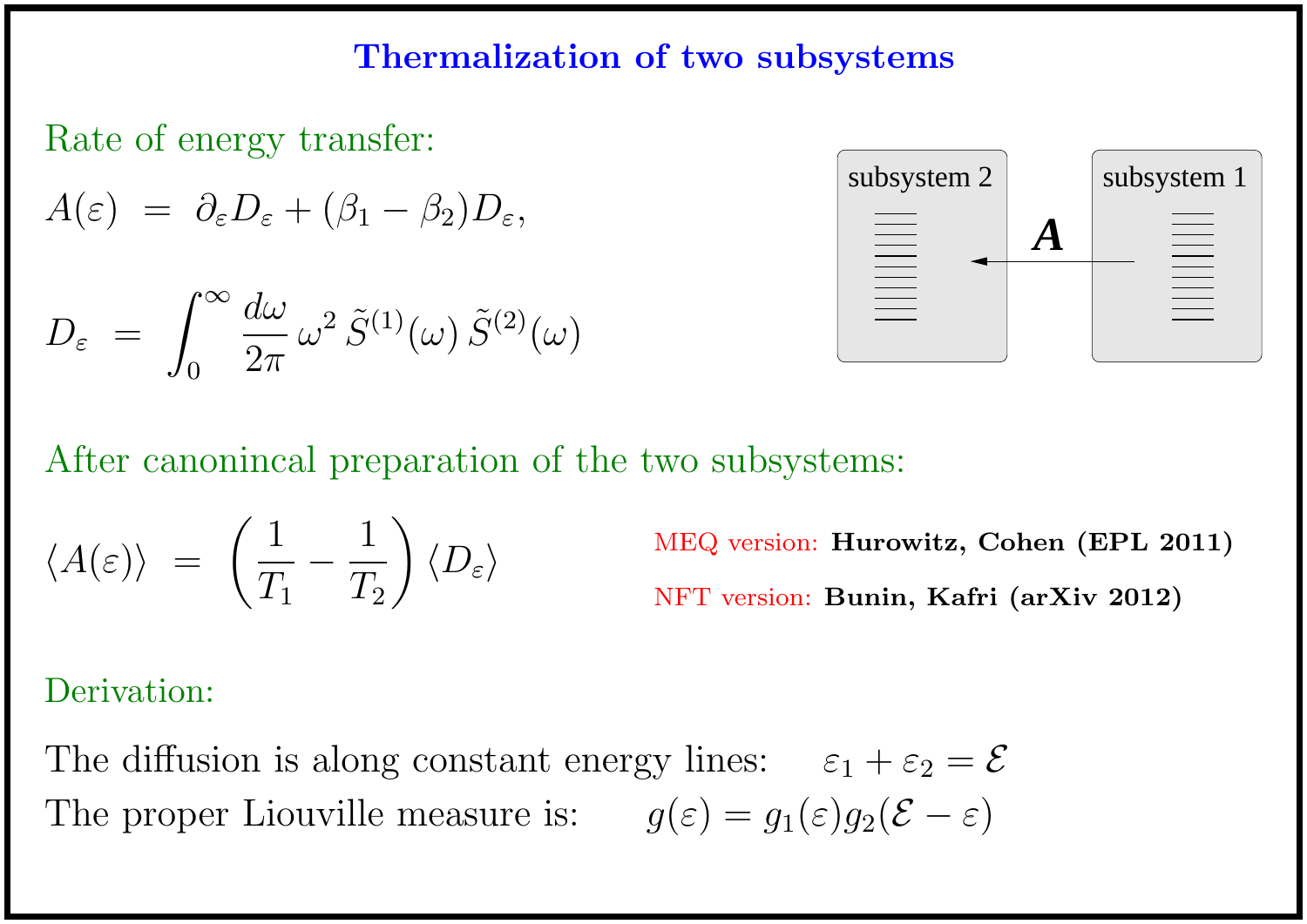# Thermalization of two subsystems

Rate of energy transfer:

$$A(\varepsilon) \;=\; \partial_\varepsilon D_\varepsilon + (\beta_1 - \beta_2) D_\varepsilon,$$

$$D_\varepsilon \;=\; \int_0^\infty \frac{d\omega}{2\pi}\, \omega^2\, \tilde{S}^{(1)}(\omega)\, \tilde{S}^{(2)}(\omega)$$

subsystem 2 ← **A** ← subsystem 1

After canonincal preparation of the two subsystems:

$$\langle A(\varepsilon)\rangle \;=\; \left(\frac{1}{T_1} - \frac{1}{T_2}\right)\langle D_\varepsilon\rangle$$

MEQ version: **Hurowitz, Cohen (EPL 2011)**

NFT version: **Bunin, Kafri (arXiv 2012)**

Derivation:

The diffusion is along constant energy lines: $\varepsilon_1 + \varepsilon_2 = \mathcal{E}$

The proper Liouville measure is: $g(\varepsilon) = g_1(\varepsilon) g_2(\mathcal{E} - \varepsilon)$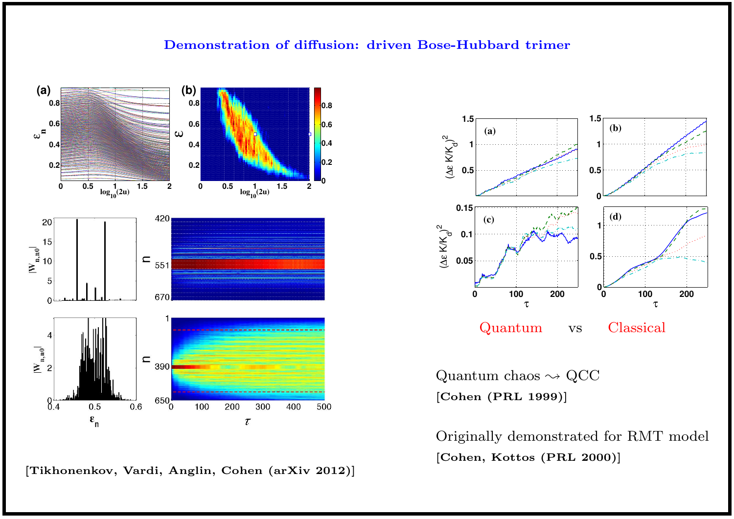## Demonstration of diffusion: driven Bose-Hubbard trimer

[Tikhonenkov, Vardi, Anglin, Cohen (arXiv 2012)]

Quantum vs Classical

Quantum chaos $\rightsquigarrow$ QCC

**[Cohen (PRL 1999)]**

Originally demonstrated for RMT model

**[Cohen, Kottos (PRL 2000)]**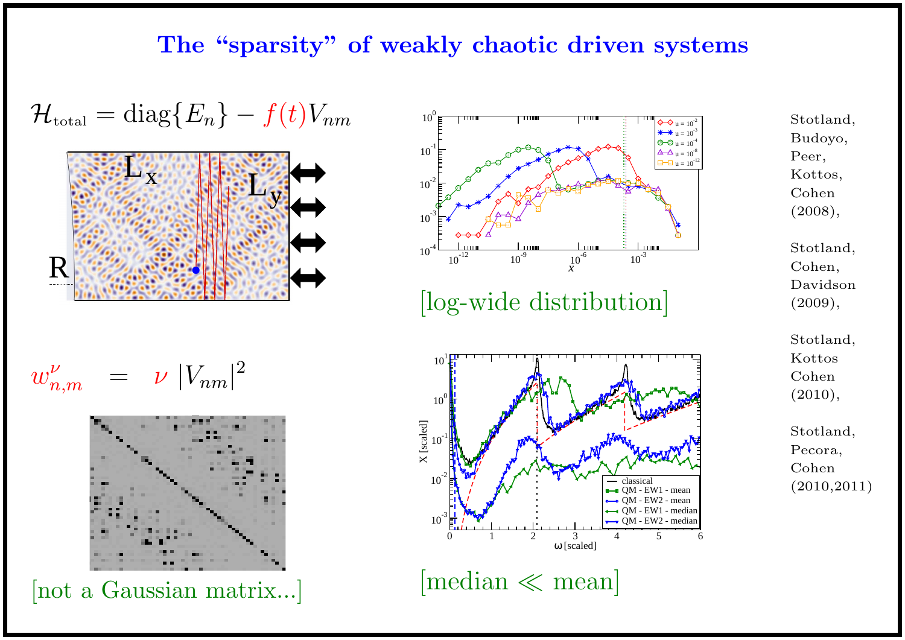# The "sparsity" of weakly chaotic driven systems

$$\mathcal{H}_{\text{total}} = \text{diag}\{E_n\} - f(t)V_{nm}$$

$$w^{\nu}_{n,m} \;=\; \nu\,|V_{nm}|^2$$

[not a Gaussian matrix...]

[log-wide distribution]

[median ≪ mean]

Stotland, Budoyo, Peer, Kottos, Cohen (2008),

Stotland, Cohen, Davidson (2009),

Stotland, Kottos Cohen (2010),

Stotland, Pecora, Cohen (2010,2011)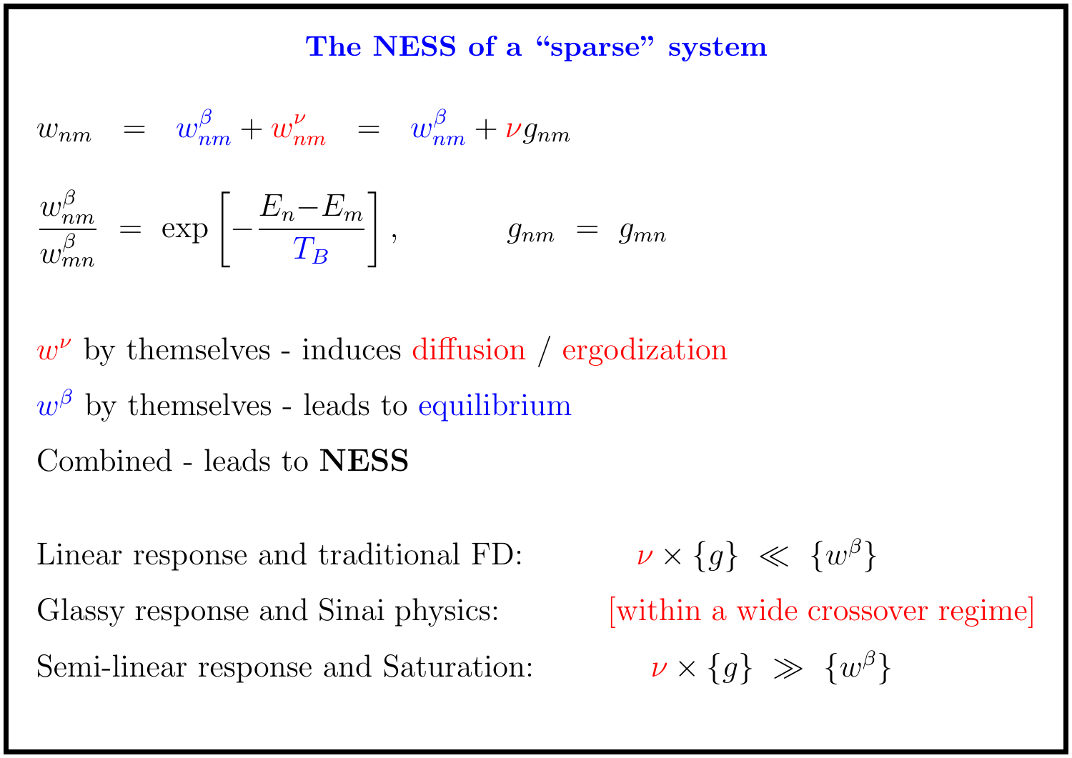# The NESS of a "sparse" system

$$w_{nm} \;=\; w^{\beta}_{nm} + w^{\nu}_{nm} \;=\; w^{\beta}_{nm} + \nu g_{nm}$$

$$\frac{w^{\beta}_{nm}}{w^{\beta}_{mn}} \;=\; \exp\left[-\frac{E_n - E_m}{T_B}\right], \qquad\qquad g_{nm} \;=\; g_{mn}$$

$w^{\nu}$ by themselves - induces diffusion / ergodization

$w^{\beta}$ by themselves - leads to equilibrium

Combined - leads to **NESS**

Linear response and traditional FD: $\nu \times \{g\} \;\ll\; \{w^{\beta}\}$

Glassy response and Sinai physics: [within a wide crossover regime]

Semi-linear response and Saturation: $\nu \times \{g\} \;\gg\; \{w^{\beta}\}$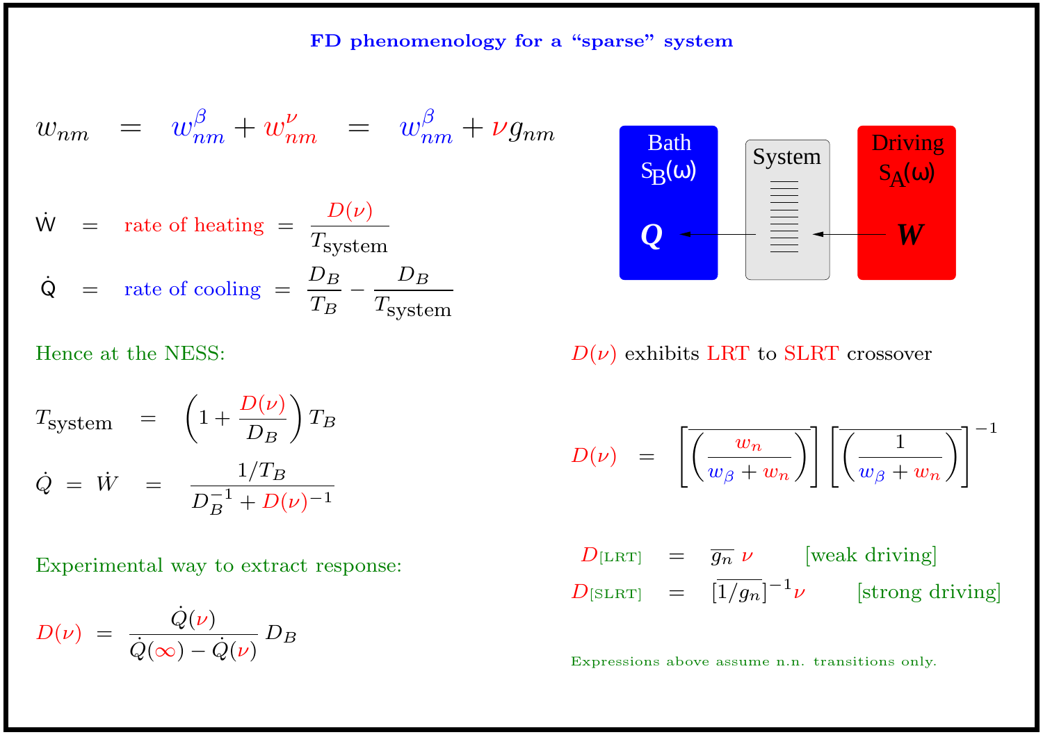# FD phenomenology for a "sparse" system

$$w_{nm} = w^{\beta}_{nm} + w^{\nu}_{nm} = w^{\beta}_{nm} + \nu g_{nm}$$

$$\dot{W} = \text{rate of heating} = \frac{D(\nu)}{T_{\text{system}}}$$

$$\dot{Q} = \text{rate of cooling} = \frac{D_B}{T_B} - \frac{D_B}{T_{\text{system}}}$$

Bath $S_B(\omega)$ — $Q$ ← System ← Driving $S_A(\omega)$ — $W$

Hence at the NESS:

$$T_{\text{system}} = \left(1 + \frac{D(\nu)}{D_B}\right) T_B$$

$$\dot{Q} = \dot{W} = \frac{1/T_B}{D_B^{-1} + D(\nu)^{-1}}$$

Experimental way to extract response:

$$D(\nu) = \frac{\dot{Q}(\nu)}{\dot{Q}(\infty) - \dot{Q}(\nu)} D_B$$

$D(\nu)$ exhibits LRT to SLRT crossover

$$D(\nu) = \left[\overline{\left(\frac{w_n}{w_\beta + w_n}\right)}\right] \left[\overline{\left(\frac{1}{w_\beta + w_n}\right)}\right]^{-1}$$

$$D_{[\text{LRT}]} = \overline{g_n}\, \nu \qquad \text{[weak driving]}$$

$$D_{[\text{SLRT}]} = [\overline{1/g_n}]^{-1} \nu \qquad \text{[strong driving]}$$

Expressions above assume n.n. transitions only.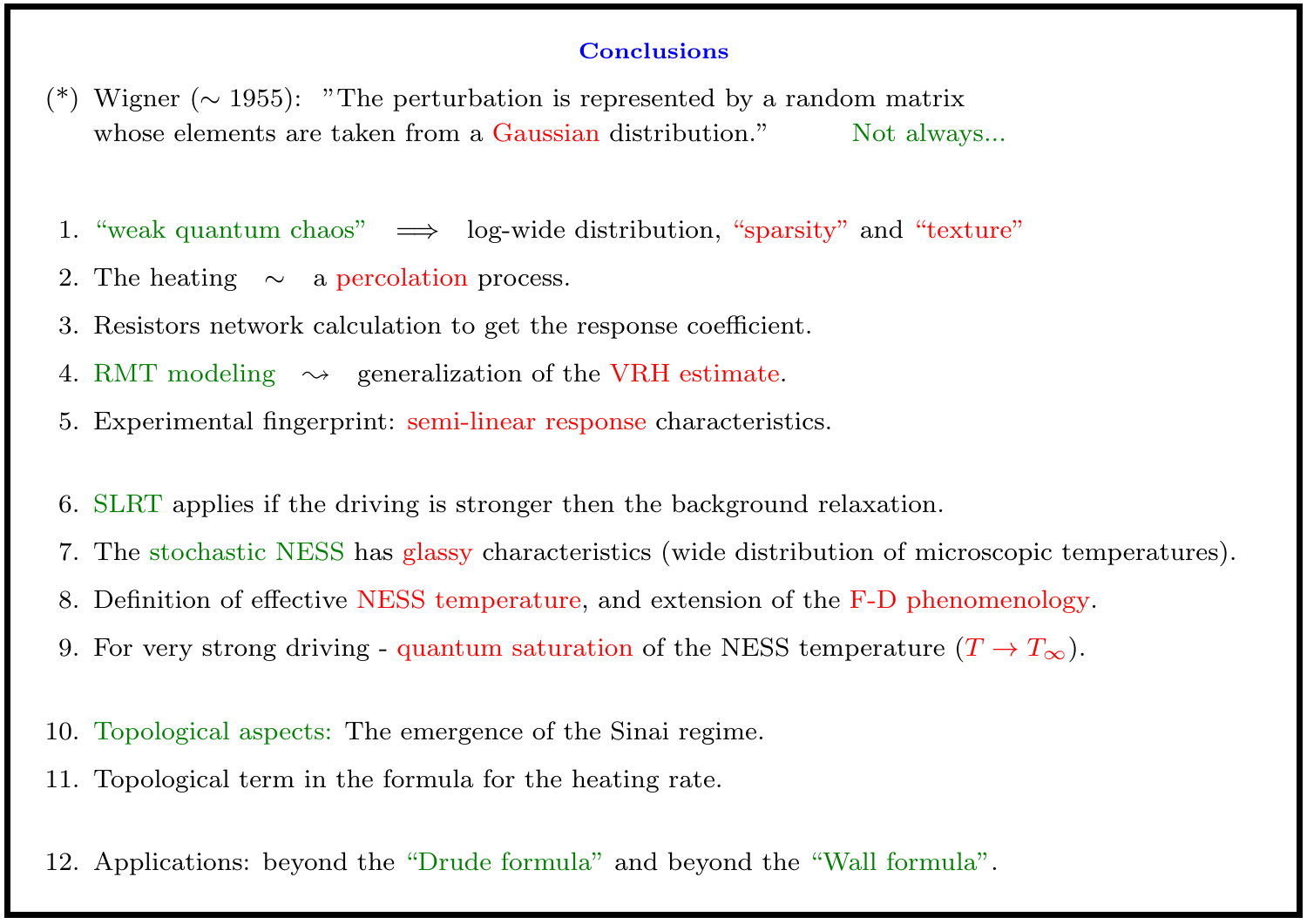## Conclusions

(*) Wigner (∼ 1955): "The perturbation is represented by a random matrix whose elements are taken from a Gaussian distribution." Not always...

1. "weak quantum chaos" $\Longrightarrow$ log-wide distribution, "sparsity" and "texture"
2. The heating $\sim$ a percolation process.
3. Resistors network calculation to get the response coefficient.
4. RMT modeling $\rightsquigarrow$ generalization of the VRH estimate.
5. Experimental fingerprint: semi-linear response characteristics.

6. SLRT applies if the driving is stronger then the background relaxation.
7. The stochastic NESS has glassy characteristics (wide distribution of microscopic temperatures).
8. Definition of effective NESS temperature, and extension of the F-D phenomenology.
9. For very strong driving - quantum saturation of the NESS temperature ($T \to T_\infty$).

10. Topological aspects: The emergence of the Sinai regime.
11. Topological term in the formula for the heating rate.

12. Applications: beyond the "Drude formula" and beyond the "Wall formula".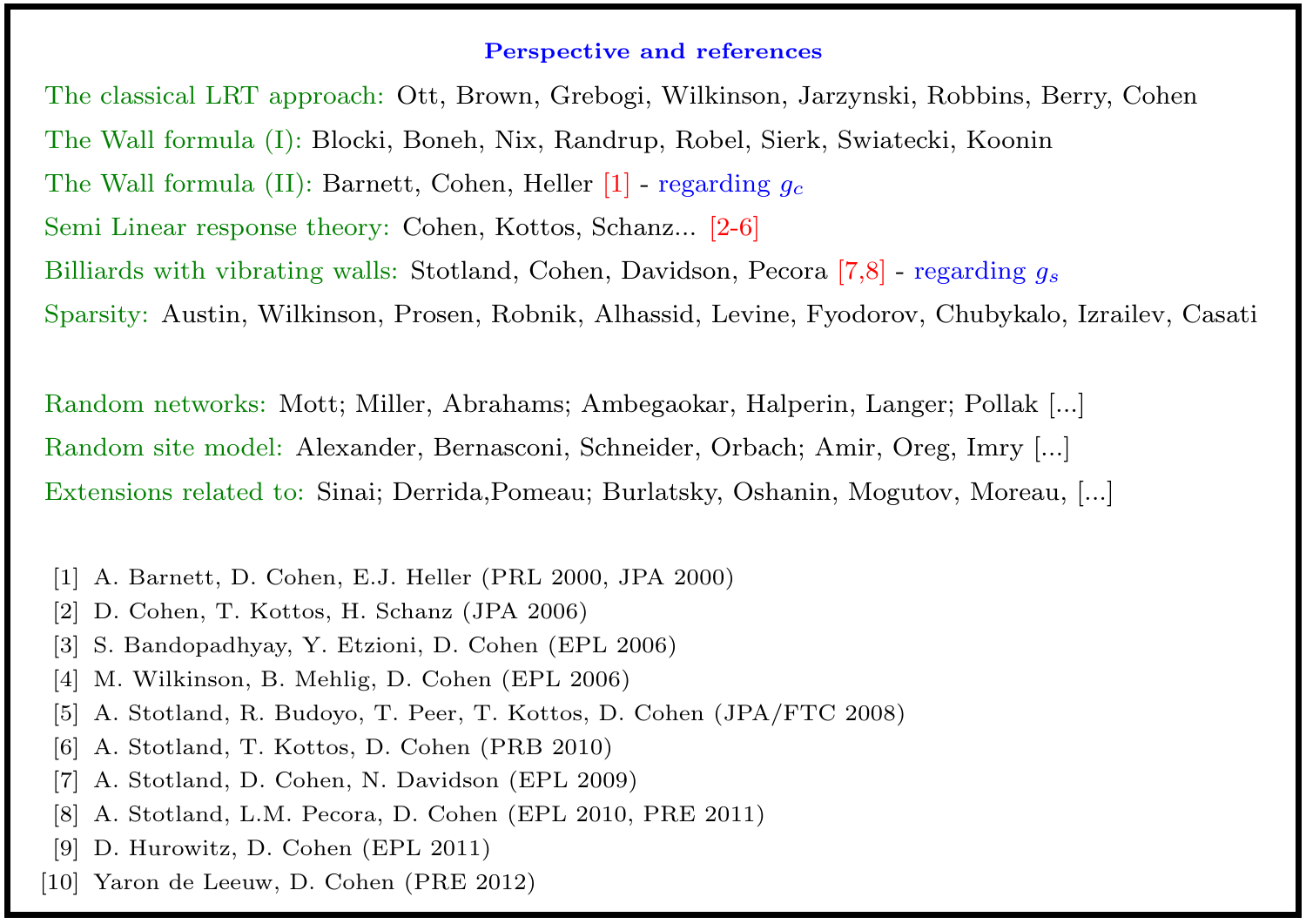## Perspective and references

The classical LRT approach: Ott, Brown, Grebogi, Wilkinson, Jarzynski, Robbins, Berry, Cohen

The Wall formula (I): Blocki, Boneh, Nix, Randrup, Robel, Sierk, Swiatecki, Koonin

The Wall formula (II): Barnett, Cohen, Heller [1] - regarding $g_c$

Semi Linear response theory: Cohen, Kottos, Schanz... [2-6]

Billiards with vibrating walls: Stotland, Cohen, Davidson, Pecora [7,8] - regarding $g_s$

Sparsity: Austin, Wilkinson, Prosen, Robnik, Alhassid, Levine, Fyodorov, Chubykalo, Izrailev, Casati

Random networks: Mott; Miller, Abrahams; Ambegaokar, Halperin, Langer; Pollak [...]

Random site model: Alexander, Bernasconi, Schneider, Orbach; Amir, Oreg, Imry [...]

Extensions related to: Sinai; Derrida,Pomeau; Burlatsky, Oshanin, Mogutov, Moreau, [...]

[1] A. Barnett, D. Cohen, E.J. Heller (PRL 2000, JPA 2000)
[2] D. Cohen, T. Kottos, H. Schanz (JPA 2006)
[3] S. Bandopadhyay, Y. Etzioni, D. Cohen (EPL 2006)
[4] M. Wilkinson, B. Mehlig, D. Cohen (EPL 2006)
[5] A. Stotland, R. Budoyo, T. Peer, T. Kottos, D. Cohen (JPA/FTC 2008)
[6] A. Stotland, T. Kottos, D. Cohen (PRB 2010)
[7] A. Stotland, D. Cohen, N. Davidson (EPL 2009)
[8] A. Stotland, L.M. Pecora, D. Cohen (EPL 2010, PRE 2011)
[9] D. Hurowitz, D. Cohen (EPL 2011)
[10] Yaron de Leeuw, D. Cohen (PRE 2012)